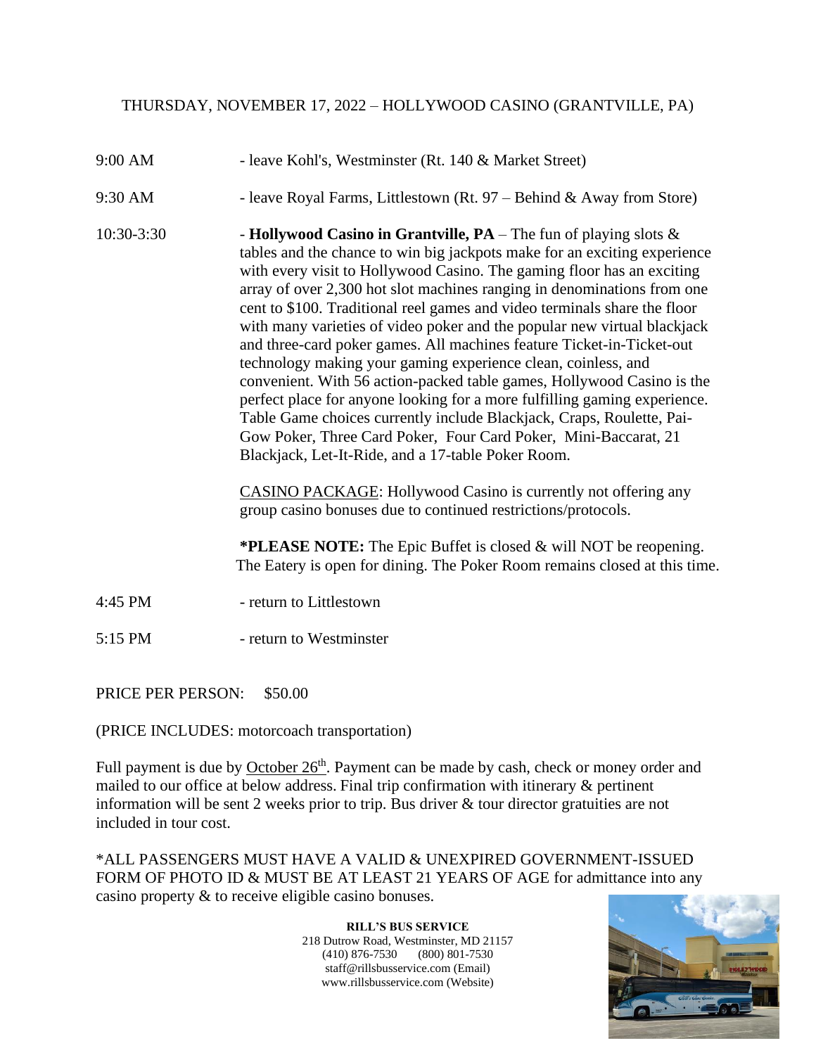THURSDAY, NOVEMBER 17, 2022 – HOLLYWOOD CASINO (GRANTVILLE, PA)

9:00 AM - leave Kohl's, Westminster (Rt. 140 & Market Street)

9:30 AM - leave Royal Farms, Littlestown (Rt. 97 – Behind & Away from Store)

10:30-3:30 - **Hollywood Casino in Grantville, PA** – The fun of playing slots & tables and the chance to win big jackpots make for an exciting experience with every visit to Hollywood Casino. The gaming floor has an exciting array of over 2,300 hot slot machines ranging in denominations from one cent to $100. Traditional reel games and video terminals share the floor with many varieties of video poker and the popular new virtual blackjack and three-card poker games. All machines feature Ticket-in-Ticket-out technology making your gaming experience clean, coinless, and convenient. With 56 action-packed table games, Hollywood Casino is the perfect place for anyone looking for a more fulfilling gaming experience. Table Game choices currently include Blackjack, Craps, Roulette, Pai-Gow Poker, Three Card Poker, Four Card Poker, Mini-Baccarat, 21 Blackjack, Let-It-Ride, and a 17-table Poker Room.

CASINO PACKAGE: Hollywood Casino is currently not offering any group casino bonuses due to continued restrictions/protocols.

***PLEASE NOTE:** The Epic Buffet is closed & will NOT be reopening. The Eatery is open for dining. The Poker Room remains closed at this time.

4:45 PM - return to Littlestown

5:15 PM - return to Westminster

PRICE PER PERSON: $50.00

(PRICE INCLUDES: motorcoach transportation)

Full payment is due by October 26th. Payment can be made by cash, check or money order and mailed to our office at below address. Final trip confirmation with itinerary & pertinent information will be sent 2 weeks prior to trip. Bus driver & tour director gratuities are not included in tour cost.

*ALL PASSENGERS MUST HAVE A VALID & UNEXPIRED GOVERNMENT-ISSUED FORM OF PHOTO ID & MUST BE AT LEAST 21 YEARS OF AGE for admittance into any casino property & to receive eligible casino bonuses.

**RILL'S BUS SERVICE**
218 Dutrow Road, Westminster, MD 21157
(410) 876-7530 (800) 801-7530
staff@rillsbusservice.com (Email)
www.rillsbusservice.com (Website)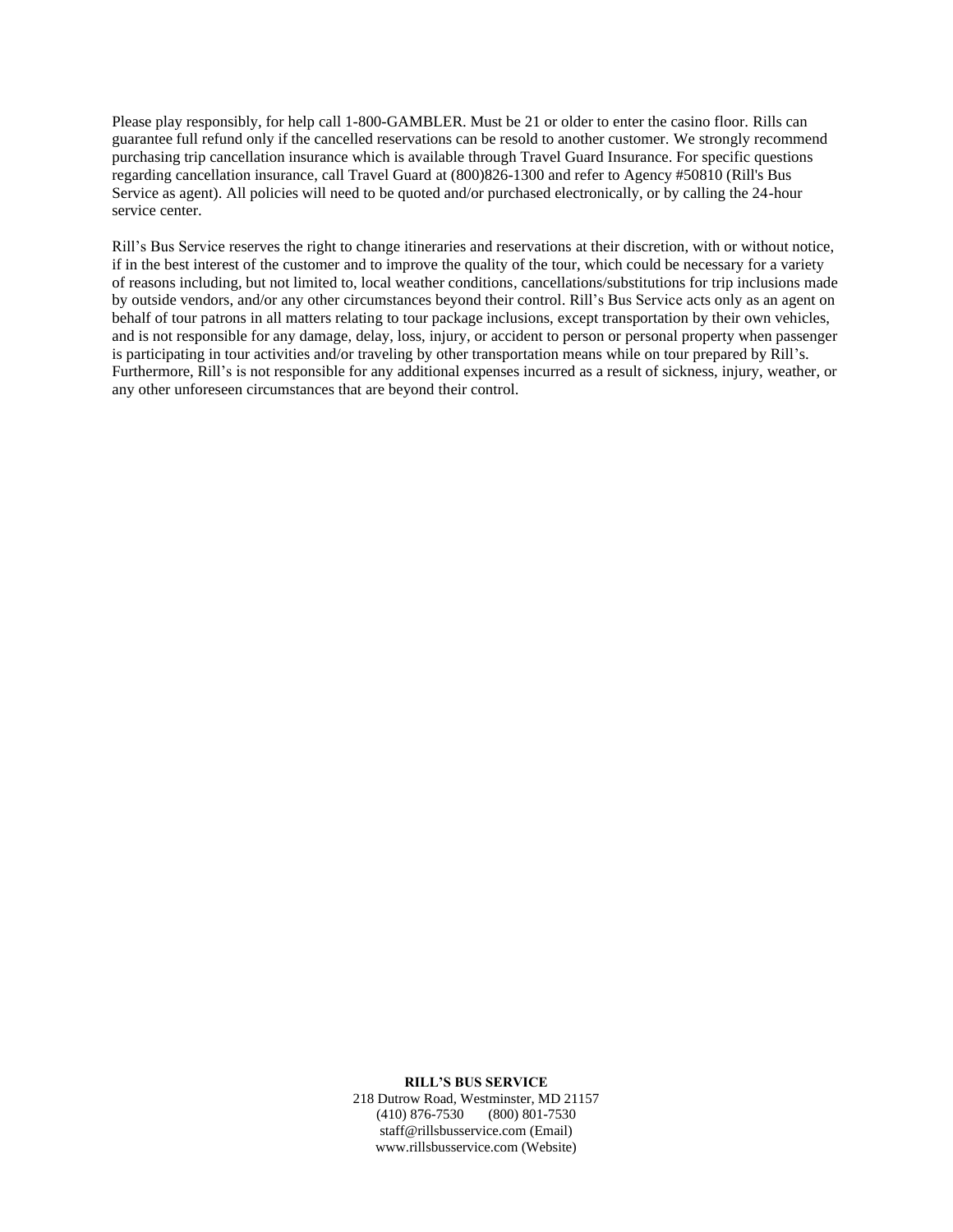Please play responsibly, for help call 1-800-GAMBLER. Must be 21 or older to enter the casino floor. Rills can guarantee full refund only if the cancelled reservations can be resold to another customer. We strongly recommend purchasing trip cancellation insurance which is available through Travel Guard Insurance. For specific questions regarding cancellation insurance, call Travel Guard at (800)826-1300 and refer to Agency #50810 (Rill's Bus Service as agent). All policies will need to be quoted and/or purchased electronically, or by calling the 24-hour service center.

Rill's Bus Service reserves the right to change itineraries and reservations at their discretion, with or without notice, if in the best interest of the customer and to improve the quality of the tour, which could be necessary for a variety of reasons including, but not limited to, local weather conditions, cancellations/substitutions for trip inclusions made by outside vendors, and/or any other circumstances beyond their control. Rill's Bus Service acts only as an agent on behalf of tour patrons in all matters relating to tour package inclusions, except transportation by their own vehicles, and is not responsible for any damage, delay, loss, injury, or accident to person or personal property when passenger is participating in tour activities and/or traveling by other transportation means while on tour prepared by Rill's. Furthermore, Rill's is not responsible for any additional expenses incurred as a result of sickness, injury, weather, or any other unforeseen circumstances that are beyond their control.

**RILL'S BUS SERVICE**
218 Dutrow Road, Westminster, MD 21157
(410) 876-7530 (800) 801-7530
staff@rillsbusservice.com (Email)
www.rillsbusservice.com (Website)